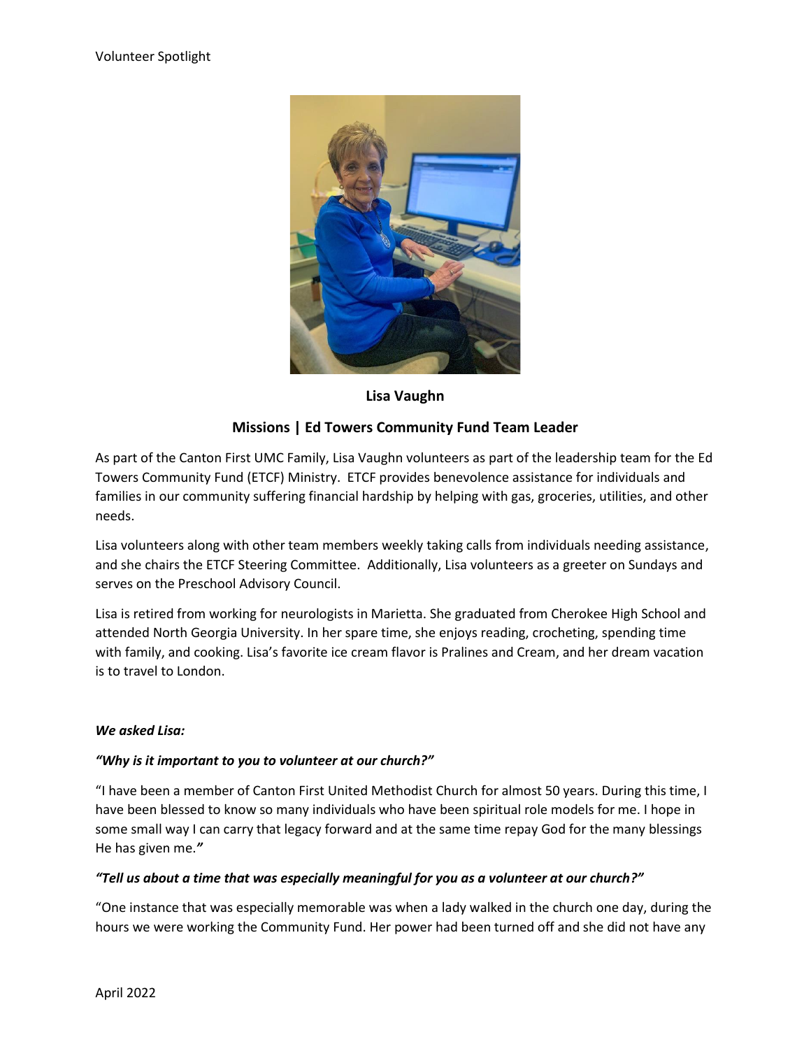Volunteer Spotlight

**Lisa Vaughn**

**Missions | Ed Towers Community Fund Team Leader**

As part of the Canton First UMC Family, Lisa Vaughn volunteers as part of the leadership team for the Ed Towers Community Fund (ETCF) Ministry. ETCF provides benevolence assistance for individuals and families in our community suffering financial hardship by helping with gas, groceries, utilities, and other needs.

Lisa volunteers along with other team members weekly taking calls from individuals needing assistance, and she chairs the ETCF Steering Committee. Additionally, Lisa volunteers as a greeter on Sundays and serves on the Preschool Advisory Council.

Lisa is retired from working for neurologists in Marietta. She graduated from Cherokee High School and attended North Georgia University. In her spare time, she enjoys reading, crocheting, spending time with family, and cooking. Lisa's favorite ice cream flavor is Pralines and Cream, and her dream vacation is to travel to London.

***We asked Lisa:***

***"Why is it important to you to volunteer at our church?"***

"I have been a member of Canton First United Methodist Church for almost 50 years. During this time, I have been blessed to know so many individuals who have been spiritual role models for me. I hope in some small way I can carry that legacy forward and at the same time repay God for the many blessings He has given me."

***"Tell us about a time that was especially meaningful for you as a volunteer at our church?"***

"One instance that was especially memorable was when a lady walked in the church one day, during the hours we were working the Community Fund. Her power had been turned off and she did not have any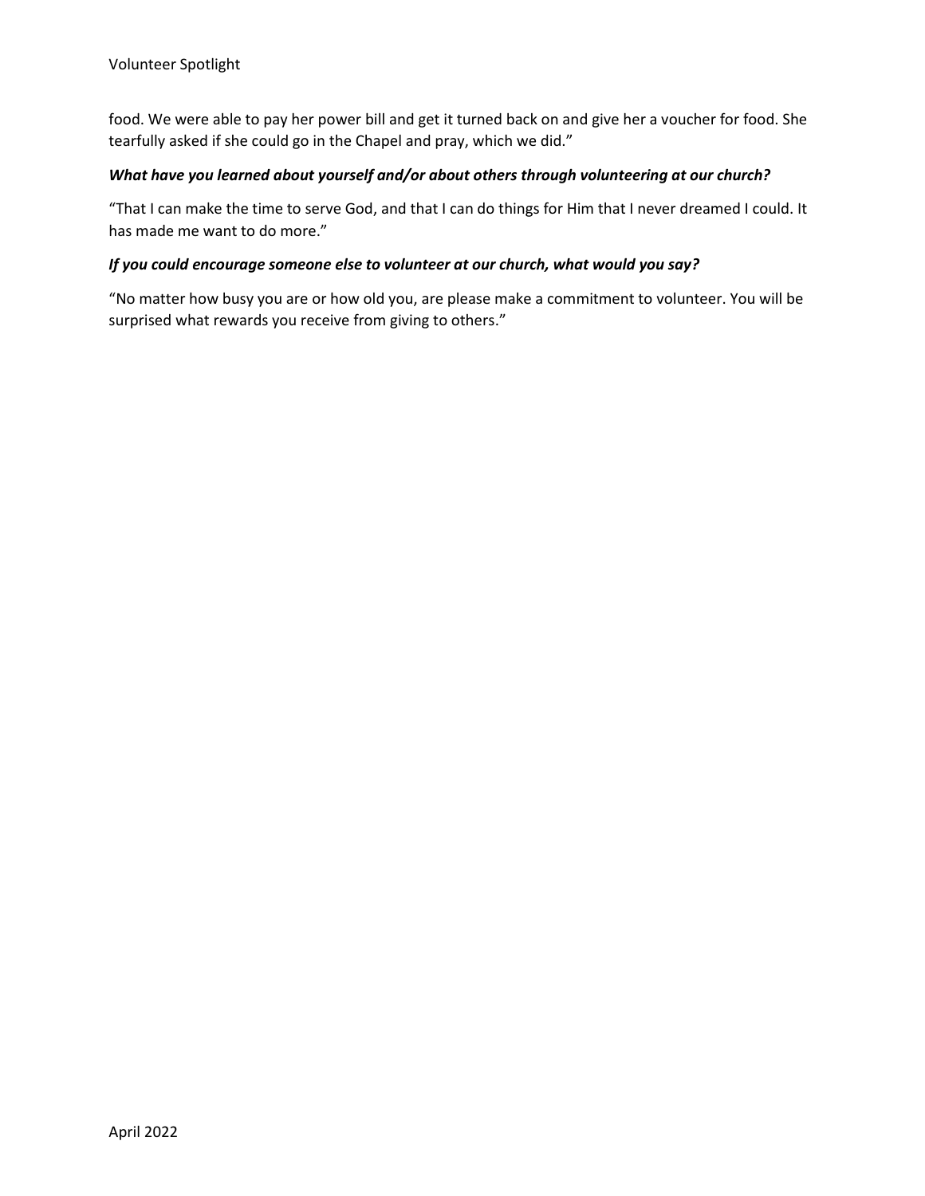food. We were able to pay her power bill and get it turned back on and give her a voucher for food. She tearfully asked if she could go in the Chapel and pray, which we did."

***What have you learned about yourself and/or about others through volunteering at our church?***

"That I can make the time to serve God, and that I can do things for Him that I never dreamed I could. It has made me want to do more."

***If you could encourage someone else to volunteer at our church, what would you say?***

"No matter how busy you are or how old you, are please make a commitment to volunteer. You will be surprised what rewards you receive from giving to others."